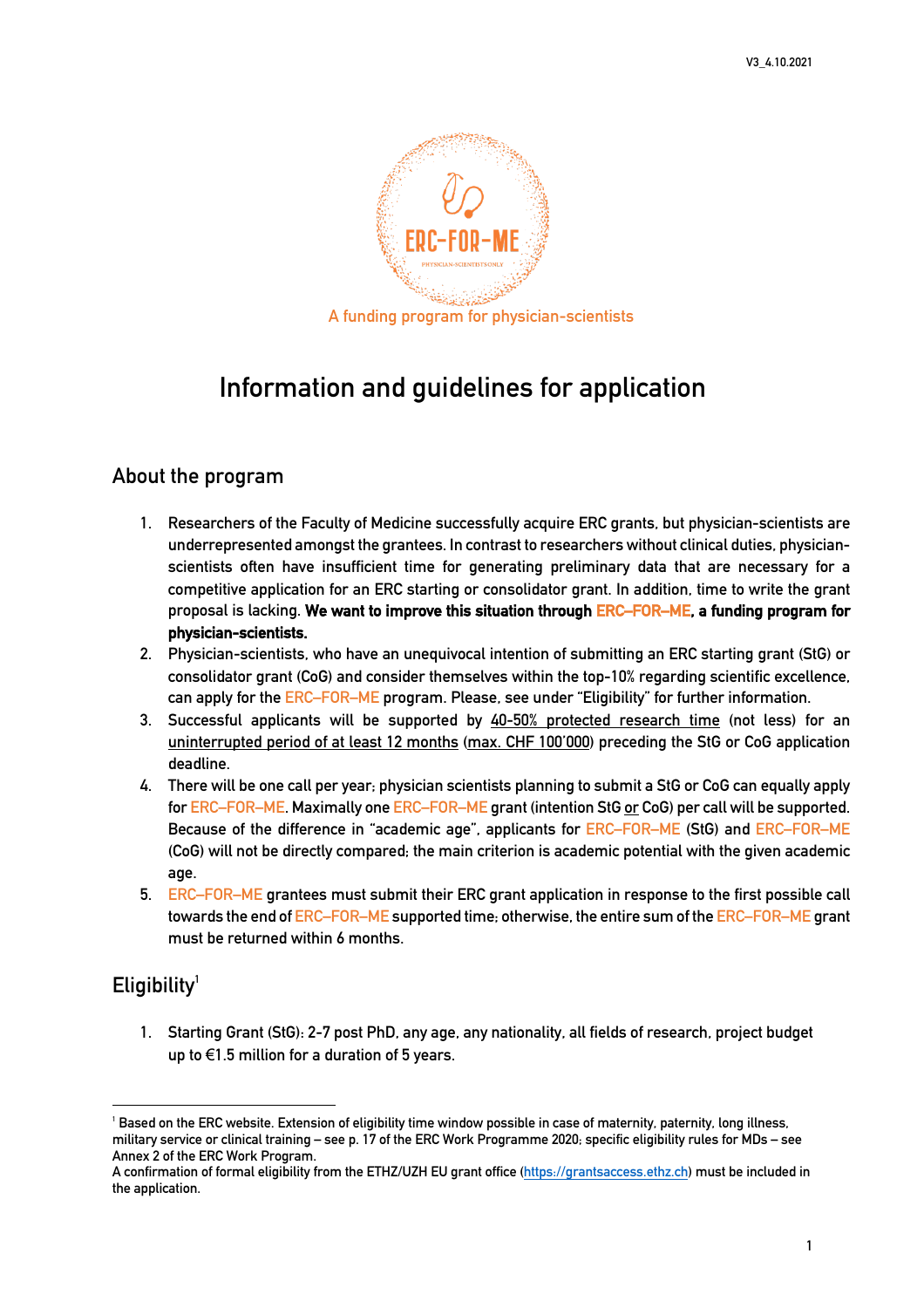V3_4.10.2021

ERC-FOR-ME

PHYSICIAN-SCIENTISTS ONLY

A funding program for physician-scientists

# Information and guidelines for application

## About the program

1. Researchers of the Faculty of Medicine successfully acquire ERC grants, but physician-scientists are underrepresented amongst the grantees. In contrast to researchers without clinical duties, physician-scientists often have insufficient time for generating preliminary data that are necessary for a competitive application for an ERC starting or consolidator grant. In addition, time to write the grant proposal is lacking. **We want to improve this situation through ERC–FOR–ME, a funding program for physician-scientists.**
2. Physician-scientists, who have an unequivocal intention of submitting an ERC starting grant (StG) or consolidator grant (CoG) and consider themselves within the top-10% regarding scientific excellence, can apply for the ERC–FOR–ME program. Please, see under "Eligibility" for further information.
3. Successful applicants will be supported by 40-50% protected research time (not less) for an uninterrupted period of at least 12 months (max. CHF 100'000) preceding the StG or CoG application deadline.
4. There will be one call per year; physician scientists planning to submit a StG or CoG can equally apply for ERC–FOR–ME. Maximally one ERC–FOR–ME grant (intention StG or CoG) per call will be supported. Because of the difference in "academic age", applicants for ERC–FOR–ME (StG) and ERC–FOR–ME (CoG) will not be directly compared; the main criterion is academic potential with the given academic age.
5. ERC–FOR–ME grantees must submit their ERC grant application in response to the first possible call towards the end of ERC–FOR–ME supported time; otherwise, the entire sum of the ERC–FOR–ME grant must be returned within 6 months.

## Eligibility[1]

1. Starting Grant (StG): 2-7 post PhD, any age, any nationality, all fields of research, project budget up to €1.5 million for a duration of 5 years.

[1] Based on the ERC website. Extension of eligibility time window possible in case of maternity, paternity, long illness, military service or clinical training – see p. 17 of the ERC Work Programme 2020; specific eligibility rules for MDs – see Annex 2 of the ERC Work Program.
A confirmation of formal eligibility from the ETHZ/UZH EU grant office (https://grantsaccess.ethz.ch) must be included in the application.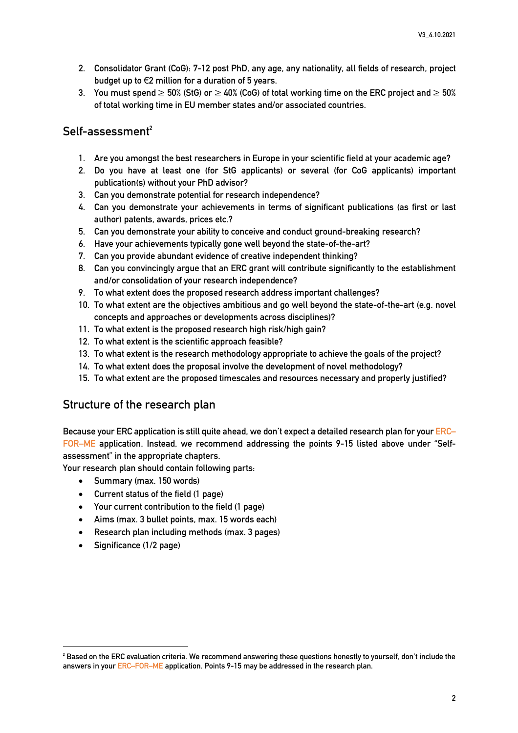2. Consolidator Grant (CoG): 7-12 post PhD, any age, any nationality, all fields of research, project budget up to €2 million for a duration of 5 years.
3. You must spend ≥ 50% (StG) or ≥ 40% (CoG) of total working time on the ERC project and ≥ 50% of total working time in EU member states and/or associated countries.

## Self-assessment[2]

1. Are you amongst the best researchers in Europe in your scientific field at your academic age?
2. Do you have at least one (for StG applicants) or several (for CoG applicants) important publication(s) without your PhD advisor?
3. Can you demonstrate potential for research independence?
4. Can you demonstrate your achievements in terms of significant publications (as first or last author) patents, awards, prices etc.?
5. Can you demonstrate your ability to conceive and conduct ground-breaking research?
6. Have your achievements typically gone well beyond the state-of-the-art?
7. Can you provide abundant evidence of creative independent thinking?
8. Can you convincingly argue that an ERC grant will contribute significantly to the establishment and/or consolidation of your research independence?
9. To what extent does the proposed research address important challenges?
10. To what extent are the objectives ambitious and go well beyond the state-of-the-art (e.g. novel concepts and approaches or developments across disciplines)?
11. To what extent is the proposed research high risk/high gain?
12. To what extent is the scientific approach feasible?
13. To what extent is the research methodology appropriate to achieve the goals of the project?
14. To what extent does the proposal involve the development of novel methodology?
15. To what extent are the proposed timescales and resources necessary and properly justified?

## Structure of the research plan

Because your ERC application is still quite ahead, we don't expect a detailed research plan for your ERC–FOR–ME application. Instead, we recommend addressing the points 9-15 listed above under "Self-assessment" in the appropriate chapters.
Your research plan should contain following parts:

- Summary (max. 150 words)
- Current status of the field (1 page)
- Your current contribution to the field (1 page)
- Aims (max. 3 bullet points, max. 15 words each)
- Research plan including methods (max. 3 pages)
- Significance (1/2 page)

[2] Based on the ERC evaluation criteria. We recommend answering these questions honestly to yourself, don't include the answers in your ERC–FOR–ME application. Points 9-15 may be addressed in the research plan.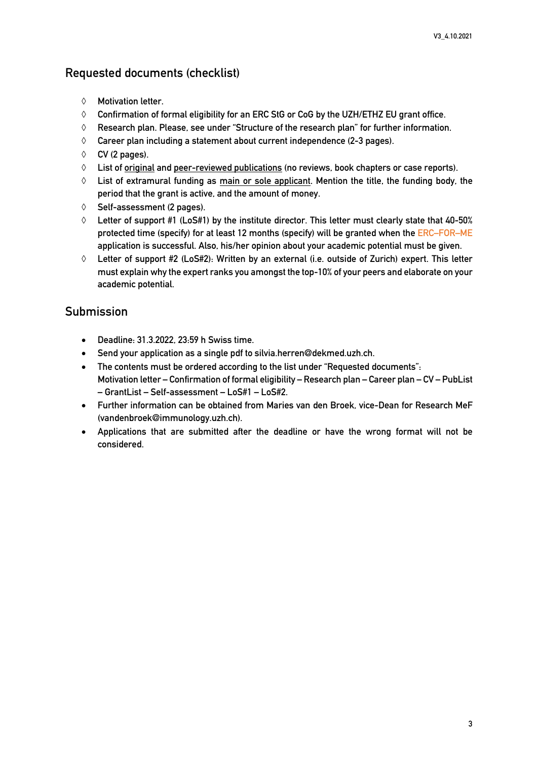## Requested documents (checklist)

- ◊ Motivation letter.
- ◊ Confirmation of formal eligibility for an ERC StG or CoG by the UZH/ETHZ EU grant office.
- ◊ Research plan. Please, see under "Structure of the research plan" for further information.
- ◊ Career plan including a statement about current independence (2-3 pages).
- ◊ CV (2 pages).
- ◊ List of original and peer-reviewed publications (no reviews, book chapters or case reports).
- ◊ List of extramural funding as main or sole applicant. Mention the title, the funding body, the period that the grant is active, and the amount of money.
- ◊ Self-assessment (2 pages).
- ◊ Letter of support #1 (LoS#1) by the institute director. This letter must clearly state that 40-50% protected time (specify) for at least 12 months (specify) will be granted when the ERC–FOR–ME application is successful. Also, his/her opinion about your academic potential must be given.
- ◊ Letter of support #2 (LoS#2): Written by an external (i.e. outside of Zurich) expert. This letter must explain why the expert ranks you amongst the top-10% of your peers and elaborate on your academic potential.

## Submission

- Deadline: 31.3.2022, 23:59 h Swiss time.
- Send your application as a single pdf to silvia.herren@dekmed.uzh.ch.
- The contents must be ordered according to the list under "Requested documents":
  Motivation letter – Confirmation of formal eligibility – Research plan – Career plan – CV – PubList – GrantList – Self-assessment – LoS#1 – LoS#2.
- Further information can be obtained from Maries van den Broek, vice-Dean for Research MeF (vandenbroek@immunology.uzh.ch).
- Applications that are submitted after the deadline or have the wrong format will not be considered.